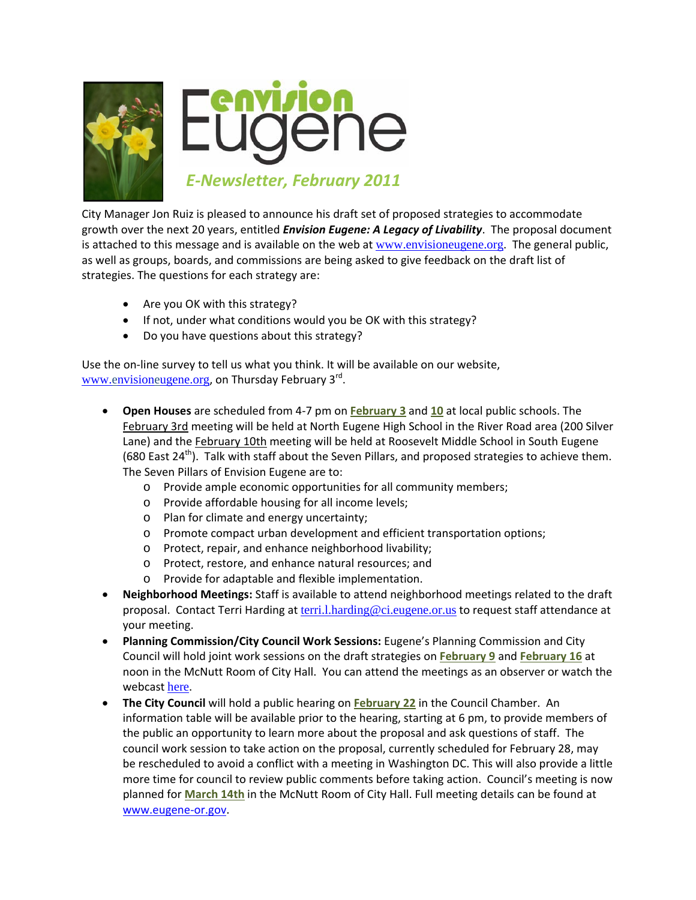# Envision Eugene

*E-Newsletter, February 2011*

City Manager Jon Ruiz is pleased to announce his draft set of proposed strategies to accommodate growth over the next 20 years, entitled ***Envision Eugene: A Legacy of Livability***. The proposal document is attached to this message and is available on the web at www.envisioneugene.org. The general public, as well as groups, boards, and commissions are being asked to give feedback on the draft list of strategies. The questions for each strategy are:

- Are you OK with this strategy?
- If not, under what conditions would you be OK with this strategy?
- Do you have questions about this strategy?

Use the on-line survey to tell us what you think. It will be available on our website, www.envisioneugene.org, on Thursday February 3rd.

- **Open Houses** are scheduled from 4-7 pm on **February 3** and **10** at local public schools. The February 3rd meeting will be held at North Eugene High School in the River Road area (200 Silver Lane) and the February 10th meeting will be held at Roosevelt Middle School in South Eugene (680 East 24th). Talk with staff about the Seven Pillars, and proposed strategies to achieve them. The Seven Pillars of Envision Eugene are to:
  - Provide ample economic opportunities for all community members;
  - Provide affordable housing for all income levels;
  - Plan for climate and energy uncertainty;
  - Promote compact urban development and efficient transportation options;
  - Protect, repair, and enhance neighborhood livability;
  - Protect, restore, and enhance natural resources; and
  - Provide for adaptable and flexible implementation.
- **Neighborhood Meetings:** Staff is available to attend neighborhood meetings related to the draft proposal. Contact Terri Harding at terri.l.harding@ci.eugene.or.us to request staff attendance at your meeting.
- **Planning Commission/City Council Work Sessions:** Eugene's Planning Commission and City Council will hold joint work sessions on the draft strategies on **February 9** and **February 16** at noon in the McNutt Room of City Hall. You can attend the meetings as an observer or watch the webcast here.
- **The City Council** will hold a public hearing on **February 22** in the Council Chamber. An information table will be available prior to the hearing, starting at 6 pm, to provide members of the public an opportunity to learn more about the proposal and ask questions of staff. The council work session to take action on the proposal, currently scheduled for February 28, may be rescheduled to avoid a conflict with a meeting in Washington DC. This will also provide a little more time for council to review public comments before taking action. Council's meeting is now planned for **March 14th** in the McNutt Room of City Hall. Full meeting details can be found at www.eugene-or.gov.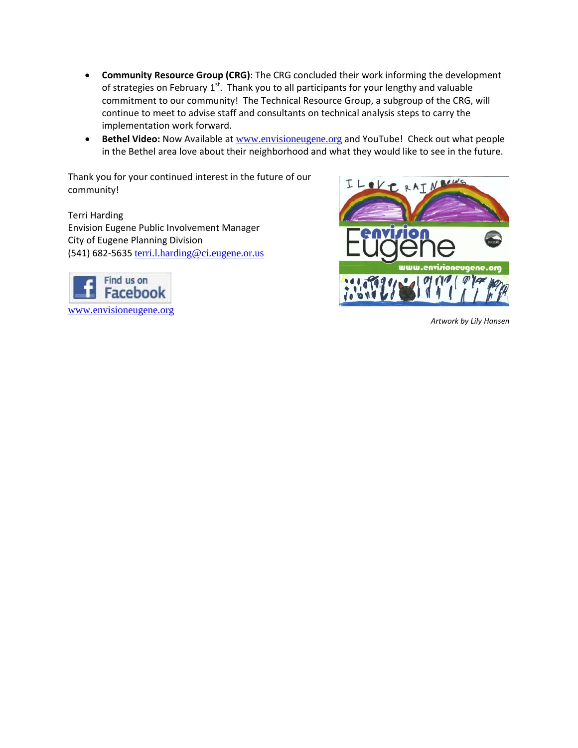- **Community Resource Group (CRG)**: The CRG concluded their work informing the development of strategies on February 1st. Thank you to all participants for your lengthy and valuable commitment to our community! The Technical Resource Group, a subgroup of the CRG, will continue to meet to advise staff and consultants on technical analysis steps to carry the implementation work forward.
- **Bethel Video:** Now Available at www.envisioneugene.org and YouTube! Check out what people in the Bethel area love about their neighborhood and what they would like to see in the future.

Thank you for your continued interest in the future of our community!

Terri Harding
Envision Eugene Public Involvement Manager
City of Eugene Planning Division
(541) 682-5635 terri.l.harding@ci.eugene.or.us

Find us on Facebook
www.envisioneugene.org

*Artwork by Lily Hansen*